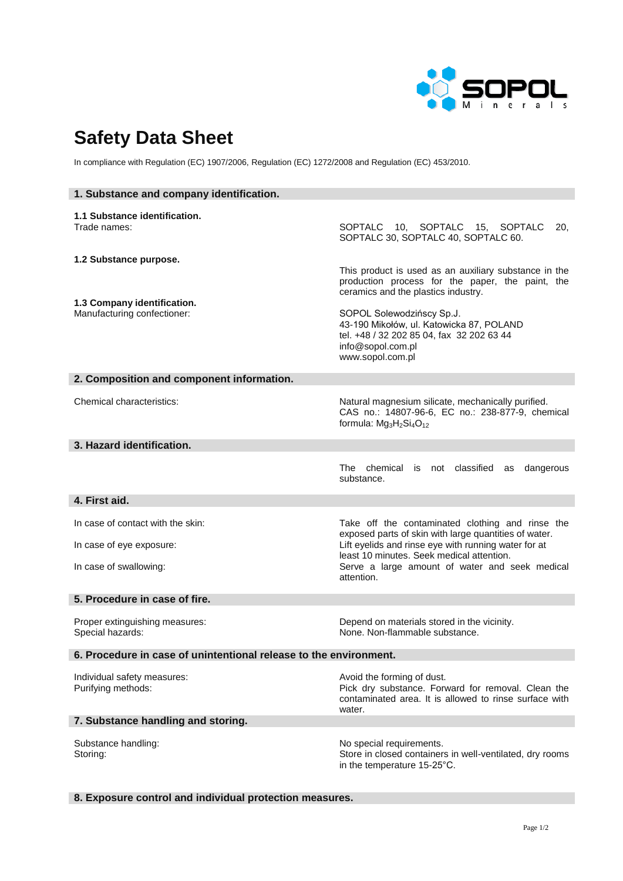# Safety Data Sheet

In compliance with Regulation (EC) 1907/2006, Regulation (EC) 1272/2008 and Regulation (EC) 453/2010.

## 1. Substance and company identification.

**1.1 Substance identification.**

Trade names: SOPTALC 10, SOPTALC 15, SOPTALC 20, SOPTALC 30, SOPTALC 40, SOPTALC 60.

**1.2 Substance purpose.**

This product is used as an auxiliary substance in the production process for the paper, the paint, the ceramics and the plastics industry.

**1.3 Company identification.**

Manufacturing confectioner:

SOPOL Solewodzińscy Sp.J.
43-190 Mikołów, ul. Katowicka 87, POLAND
tel. +48 / 32 202 85 04, fax 32 202 63 44
info@sopol.com.pl
www.sopol.com.pl

## 2. Composition and component information.

Chemical characteristics: Natural magnesium silicate, mechanically purified. CAS no.: 14807-96-6, EC no.: 238-877-9, chemical formula: $Mg_3H_2Si_4O_{12}$

## 3. Hazard identification.

The chemical is not classified as dangerous substance.

## 4. First aid.

In case of contact with the skin: Take off the contaminated clothing and rinse the exposed parts of skin with large quantities of water.

In case of eye exposure: Lift eyelids and rinse eye with running water for at least 10 minutes. Seek medical attention.

In case of swallowing: Serve a large amount of water and seek medical attention.

## 5. Procedure in case of fire.

Proper extinguishing measures: Depend on materials stored in the vicinity.

Special hazards: None. Non-flammable substance.

## 6. Procedure in case of unintentional release to the environment.

Individual safety measures: Avoid the forming of dust.

Purifying methods: Pick dry substance. Forward for removal. Clean the contaminated area. It is allowed to rinse surface with water.

## 7. Substance handling and storing.

Substance handling: No special requirements.

Storing: Store in closed containers in well-ventilated, dry rooms in the temperature 15-25°C.

## 8. Exposure control and individual protection measures.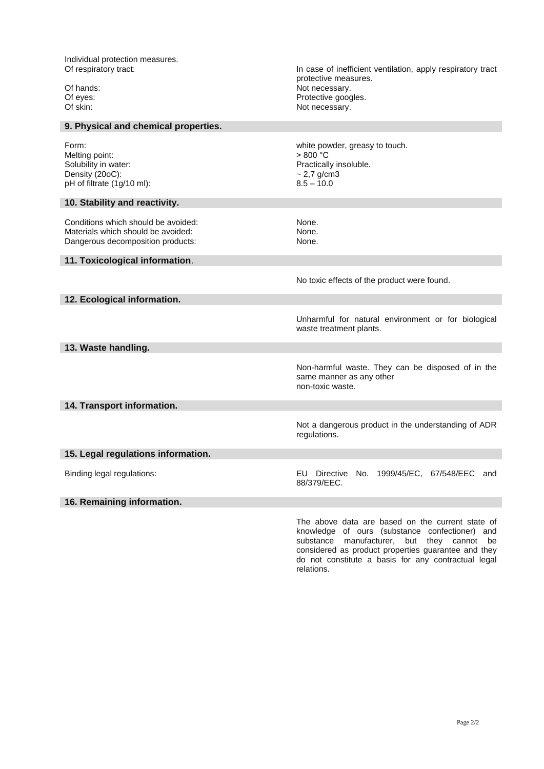Individual protection measures.

| | |
|---|---|
| Of respiratory tract: | In case of inefficient ventilation, apply respiratory tract protective measures. |
| Of hands: | Not necessary. |
| Of eyes: | Protective googles. |
| Of skin: | Not necessary. |

## 9. Physical and chemical properties.

| | |
|---|---|
| Form: | white powder, greasy to touch. |
| Melting point: | > 800 °C |
| Solubility in water: | Practically insoluble. |
| Density (20oC): | ~ 2,7 g/cm3 |
| pH of filtrate (1g/10 ml): | 8.5 – 10.0 |

## 10. Stability and reactivity.

| | |
|---|---|
| Conditions which should be avoided: | None. |
| Materials which should be avoided: | None. |
| Dangerous decomposition products: | None. |

## 11. Toxicological information.

No toxic effects of the product were found.

## 12. Ecological information.

Unharmful for natural environment or for biological waste treatment plants.

## 13. Waste handling.

Non-harmful waste. They can be disposed of in the same manner as any other non-toxic waste.

## 14. Transport information.

Not a dangerous product in the understanding of ADR regulations.

## 15. Legal regulations information.

Binding legal regulations: EU Directive No. 1999/45/EC, 67/548/EEC and 88/379/EEC.

## 16. Remaining information.

The above data are based on the current state of knowledge of ours (substance confectioner) and substance manufacturer, but they cannot be considered as product properties guarantee and they do not constitute a basis for any contractual legal relations.